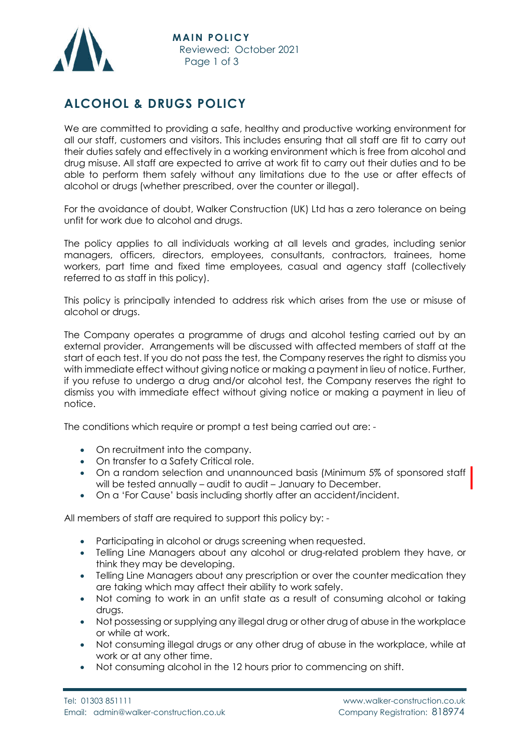# ALCOHOL & DRUGS POLICY

We are committed to providing a safe, healthy and productive working environment for all our staff, customers and visitors. This includes ensuring that all staff are fit to carry out their duties safely and effectively in a working environment which is free from alcohol and drug misuse. All staff are expected to arrive at work fit to carry out their duties and to be able to perform them safely without any limitations due to the use or after effects of alcohol or drugs (whether prescribed, over the counter or illegal).

For the avoidance of doubt, Walker Construction (UK) Ltd has a zero tolerance on being unfit for work due to alcohol and drugs.

The policy applies to all individuals working at all levels and grades, including senior managers, officers, directors, employees, consultants, contractors, trainees, home workers, part time and fixed time employees, casual and agency staff (collectively referred to as staff in this policy).

This policy is principally intended to address risk which arises from the use or misuse of alcohol or drugs.

The Company operates a programme of drugs and alcohol testing carried out by an external provider. Arrangements will be discussed with affected members of staff at the start of each test. If you do not pass the test, the Company reserves the right to dismiss you with immediate effect without giving notice or making a payment in lieu of notice. Further, if you refuse to undergo a drug and/or alcohol test, the Company reserves the right to dismiss you with immediate effect without giving notice or making a payment in lieu of notice.

The conditions which require or prompt a test being carried out are: -

- On recruitment into the company.
- On transfer to a Safety Critical role.
- On a random selection and unannounced basis (Minimum 5% of sponsored staff will be tested annually – audit to audit – January to December.
- On a 'For Cause' basis including shortly after an accident/incident.

All members of staff are required to support this policy by: -

- Participating in alcohol or drugs screening when requested.
- Telling Line Managers about any alcohol or drug-related problem they have, or think they may be developing.
- Telling Line Managers about any prescription or over the counter medication they are taking which may affect their ability to work safely.
- Not coming to work in an unfit state as a result of consuming alcohol or taking drugs.
- Not possessing or supplying any illegal drug or other drug of abuse in the workplace or while at work.
- Not consuming illegal drugs or any other drug of abuse in the workplace, while at work or at any other time.
- Not consuming alcohol in the 12 hours prior to commencing on shift.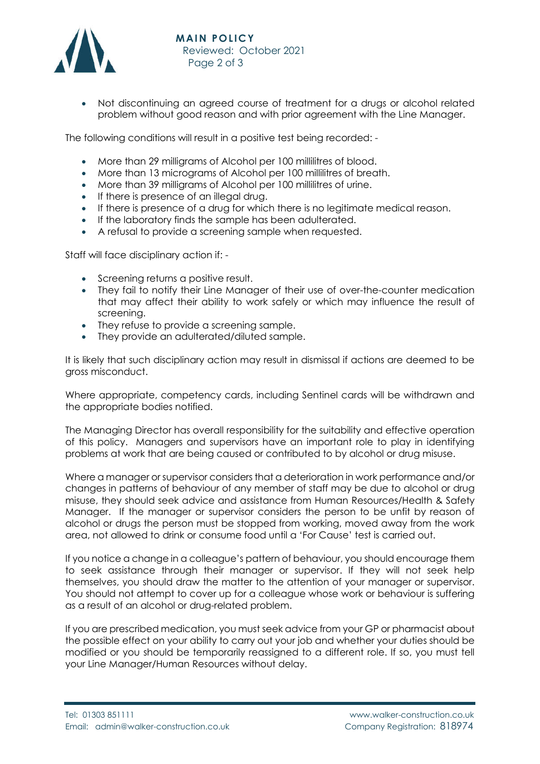- Not discontinuing an agreed course of treatment for a drugs or alcohol related problem without good reason and with prior agreement with the Line Manager.

The following conditions will result in a positive test being recorded: -

- More than 29 milligrams of Alcohol per 100 millilitres of blood.
- More than 13 micrograms of Alcohol per 100 millilitres of breath.
- More than 39 milligrams of Alcohol per 100 millilitres of urine.
- If there is presence of an illegal drug.
- If there is presence of a drug for which there is no legitimate medical reason.
- If the laboratory finds the sample has been adulterated.
- A refusal to provide a screening sample when requested.

Staff will face disciplinary action if: -

- Screening returns a positive result.
- They fail to notify their Line Manager of their use of over-the-counter medication that may affect their ability to work safely or which may influence the result of screening.
- They refuse to provide a screening sample.
- They provide an adulterated/diluted sample.

It is likely that such disciplinary action may result in dismissal if actions are deemed to be gross misconduct.

Where appropriate, competency cards, including Sentinel cards will be withdrawn and the appropriate bodies notified.

The Managing Director has overall responsibility for the suitability and effective operation of this policy. Managers and supervisors have an important role to play in identifying problems at work that are being caused or contributed to by alcohol or drug misuse.

Where a manager or supervisor considers that a deterioration in work performance and/or changes in patterns of behaviour of any member of staff may be due to alcohol or drug misuse, they should seek advice and assistance from Human Resources/Health & Safety Manager. If the manager or supervisor considers the person to be unfit by reason of alcohol or drugs the person must be stopped from working, moved away from the work area, not allowed to drink or consume food until a 'For Cause' test is carried out.

If you notice a change in a colleague's pattern of behaviour, you should encourage them to seek assistance through their manager or supervisor. If they will not seek help themselves, you should draw the matter to the attention of your manager or supervisor. You should not attempt to cover up for a colleague whose work or behaviour is suffering as a result of an alcohol or drug-related problem.

If you are prescribed medication, you must seek advice from your GP or pharmacist about the possible effect on your ability to carry out your job and whether your duties should be modified or you should be temporarily reassigned to a different role. If so, you must tell your Line Manager/Human Resources without delay.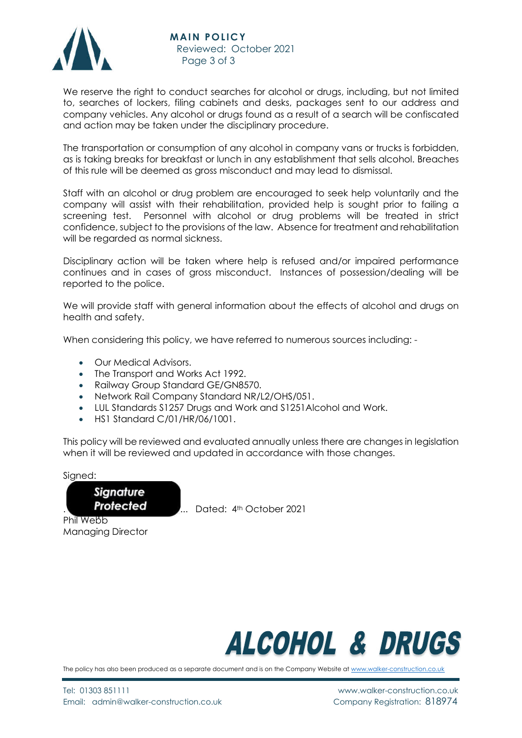We reserve the right to conduct searches for alcohol or drugs, including, but not limited to, searches of lockers, filing cabinets and desks, packages sent to our address and company vehicles. Any alcohol or drugs found as a result of a search will be confiscated and action may be taken under the disciplinary procedure.

The transportation or consumption of any alcohol in company vans or trucks is forbidden, as is taking breaks for breakfast or lunch in any establishment that sells alcohol. Breaches of this rule will be deemed as gross misconduct and may lead to dismissal.

Staff with an alcohol or drug problem are encouraged to seek help voluntarily and the company will assist with their rehabilitation, provided help is sought prior to failing a screening test. Personnel with alcohol or drug problems will be treated in strict confidence, subject to the provisions of the law. Absence for treatment and rehabilitation will be regarded as normal sickness.

Disciplinary action will be taken where help is refused and/or impaired performance continues and in cases of gross misconduct. Instances of possession/dealing will be reported to the police.

We will provide staff with general information about the effects of alcohol and drugs on health and safety.

When considering this policy, we have referred to numerous sources including: -

- Our Medical Advisors.
- The Transport and Works Act 1992.
- Railway Group Standard GE/GN8570.
- Network Rail Company Standard NR/L2/OHS/051.
- LUL Standards S1257 Drugs and Work and S1251Alcohol and Work.
- HS1 Standard C/01/HR/06/1001.

This policy will be reviewed and evaluated annually unless there are changes in legislation when it will be reviewed and updated in accordance with those changes.

Signed:

Signature Protected ... Dated: 4th October 2021

Phil Webb
Managing Director

**ALCOHOL & DRUGS**

The policy has also been produced as a separate document and is on the Company Website at www.walker-construction.co.uk